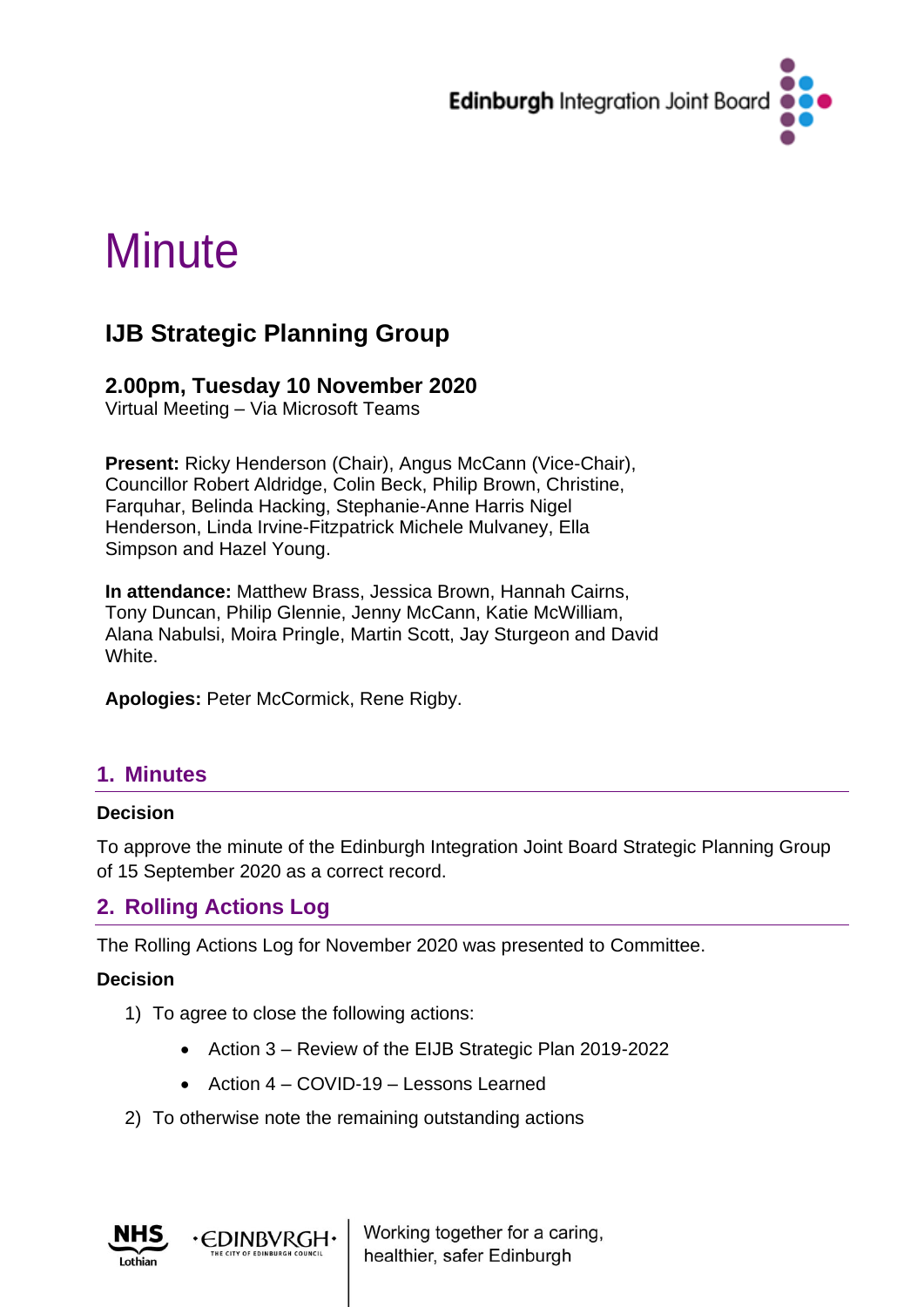# Minute

## IJB Strategic Planning Group

### 2.00pm, Tuesday 10 November 2020

Virtual Meeting – Via Microsoft Teams

**Present:** Ricky Henderson (Chair), Angus McCann (Vice-Chair), Councillor Robert Aldridge, Colin Beck, Philip Brown, Christine, Farquhar, Belinda Hacking, Stephanie-Anne Harris Nigel Henderson, Linda Irvine-Fitzpatrick Michele Mulvaney, Ella Simpson and Hazel Young.

**In attendance:** Matthew Brass, Jessica Brown, Hannah Cairns, Tony Duncan, Philip Glennie, Jenny McCann, Katie McWilliam, Alana Nabulsi, Moira Pringle, Martin Scott, Jay Sturgeon and David White.

**Apologies:** Peter McCormick, Rene Rigby.

## 1. Minutes

**Decision**

To approve the minute of the Edinburgh Integration Joint Board Strategic Planning Group of 15 September 2020 as a correct record.

## 2. Rolling Actions Log

The Rolling Actions Log for November 2020 was presented to Committee.

**Decision**

1) To agree to close the following actions:
    - Action 3 – Review of the EIJB Strategic Plan 2019-2022
    - Action 4 – COVID-19 – Lessons Learned
2) To otherwise note the remaining outstanding actions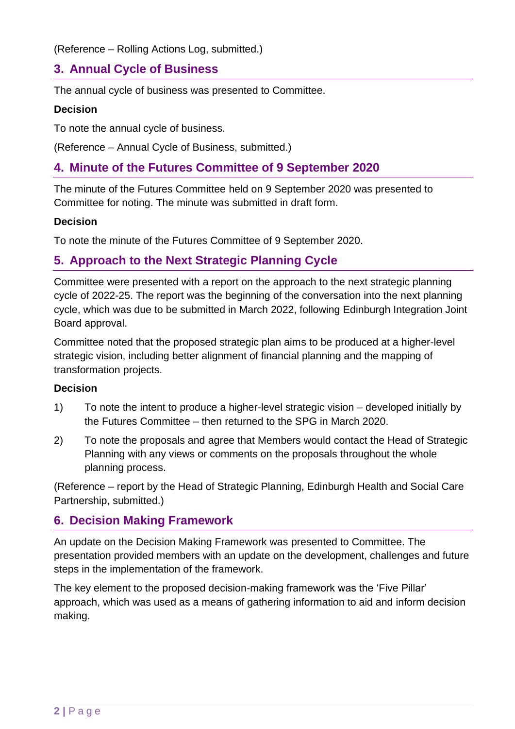(Reference – Rolling Actions Log, submitted.)

## 3. Annual Cycle of Business

The annual cycle of business was presented to Committee.

**Decision**

To note the annual cycle of business.

(Reference – Annual Cycle of Business, submitted.)

## 4. Minute of the Futures Committee of 9 September 2020

The minute of the Futures Committee held on 9 September 2020 was presented to Committee for noting. The minute was submitted in draft form.

**Decision**

To note the minute of the Futures Committee of 9 September 2020.

## 5. Approach to the Next Strategic Planning Cycle

Committee were presented with a report on the approach to the next strategic planning cycle of 2022-25. The report was the beginning of the conversation into the next planning cycle, which was due to be submitted in March 2022, following Edinburgh Integration Joint Board approval.

Committee noted that the proposed strategic plan aims to be produced at a higher-level strategic vision, including better alignment of financial planning and the mapping of transformation projects.

**Decision**

1) To note the intent to produce a higher-level strategic vision – developed initially by the Futures Committee – then returned to the SPG in March 2020.

2) To note the proposals and agree that Members would contact the Head of Strategic Planning with any views or comments on the proposals throughout the whole planning process.

(Reference – report by the Head of Strategic Planning, Edinburgh Health and Social Care Partnership, submitted.)

## 6. Decision Making Framework

An update on the Decision Making Framework was presented to Committee. The presentation provided members with an update on the development, challenges and future steps in the implementation of the framework.

The key element to the proposed decision-making framework was the 'Five Pillar' approach, which was used as a means of gathering information to aid and inform decision making.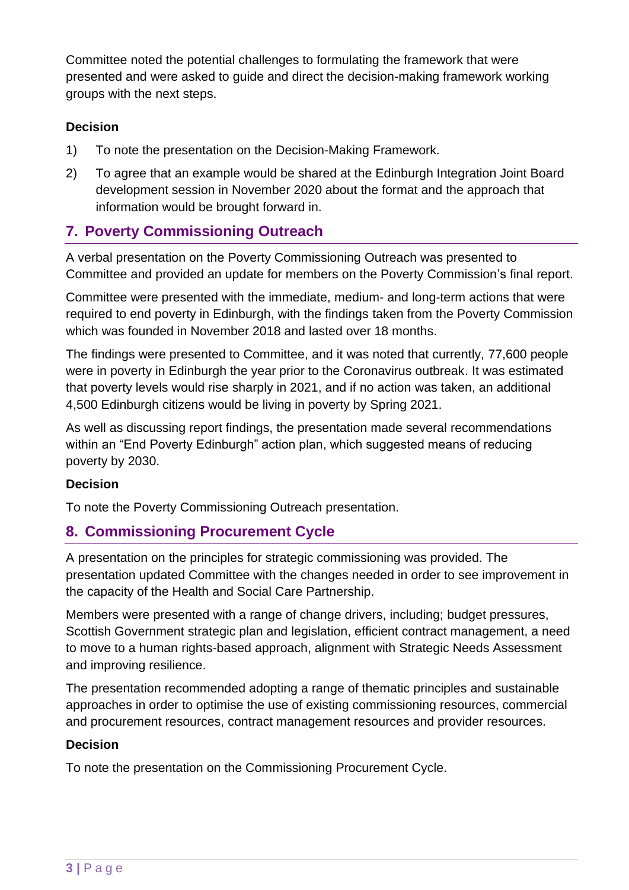Committee noted the potential challenges to formulating the framework that were presented and were asked to guide and direct the decision-making framework working groups with the next steps.

**Decision**

1) To note the presentation on the Decision-Making Framework.
2) To agree that an example would be shared at the Edinburgh Integration Joint Board development session in November 2020 about the format and the approach that information would be brought forward in.

## 7. Poverty Commissioning Outreach

A verbal presentation on the Poverty Commissioning Outreach was presented to Committee and provided an update for members on the Poverty Commission's final report.

Committee were presented with the immediate, medium- and long-term actions that were required to end poverty in Edinburgh, with the findings taken from the Poverty Commission which was founded in November 2018 and lasted over 18 months.

The findings were presented to Committee, and it was noted that currently, 77,600 people were in poverty in Edinburgh the year prior to the Coronavirus outbreak. It was estimated that poverty levels would rise sharply in 2021, and if no action was taken, an additional 4,500 Edinburgh citizens would be living in poverty by Spring 2021.

As well as discussing report findings, the presentation made several recommendations within an "End Poverty Edinburgh" action plan, which suggested means of reducing poverty by 2030.

**Decision**

To note the Poverty Commissioning Outreach presentation.

## 8. Commissioning Procurement Cycle

A presentation on the principles for strategic commissioning was provided. The presentation updated Committee with the changes needed in order to see improvement in the capacity of the Health and Social Care Partnership.

Members were presented with a range of change drivers, including; budget pressures, Scottish Government strategic plan and legislation, efficient contract management, a need to move to a human rights-based approach, alignment with Strategic Needs Assessment and improving resilience.

The presentation recommended adopting a range of thematic principles and sustainable approaches in order to optimise the use of existing commissioning resources, commercial and procurement resources, contract management resources and provider resources.

**Decision**

To note the presentation on the Commissioning Procurement Cycle.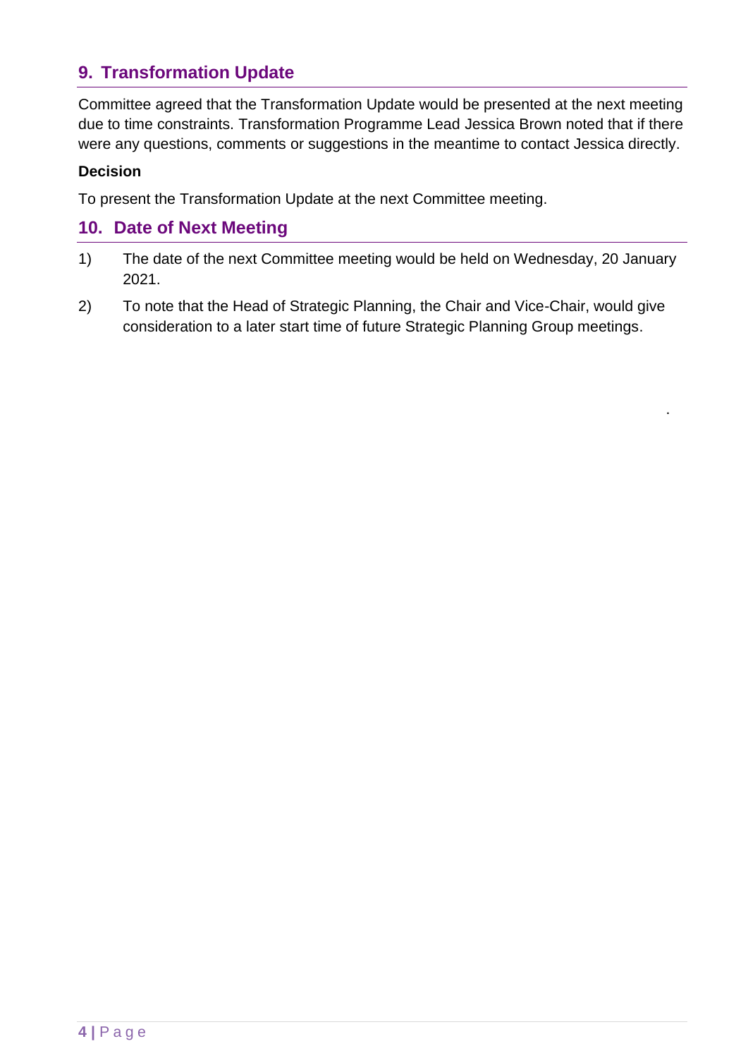## 9. Transformation Update

Committee agreed that the Transformation Update would be presented at the next meeting due to time constraints. Transformation Programme Lead Jessica Brown noted that if there were any questions, comments or suggestions in the meantime to contact Jessica directly.

**Decision**

To present the Transformation Update at the next Committee meeting.

## 10. Date of Next Meeting

1) The date of the next Committee meeting would be held on Wednesday, 20 January 2021.
2) To note that the Head of Strategic Planning, the Chair and Vice-Chair, would give consideration to a later start time of future Strategic Planning Group meetings.